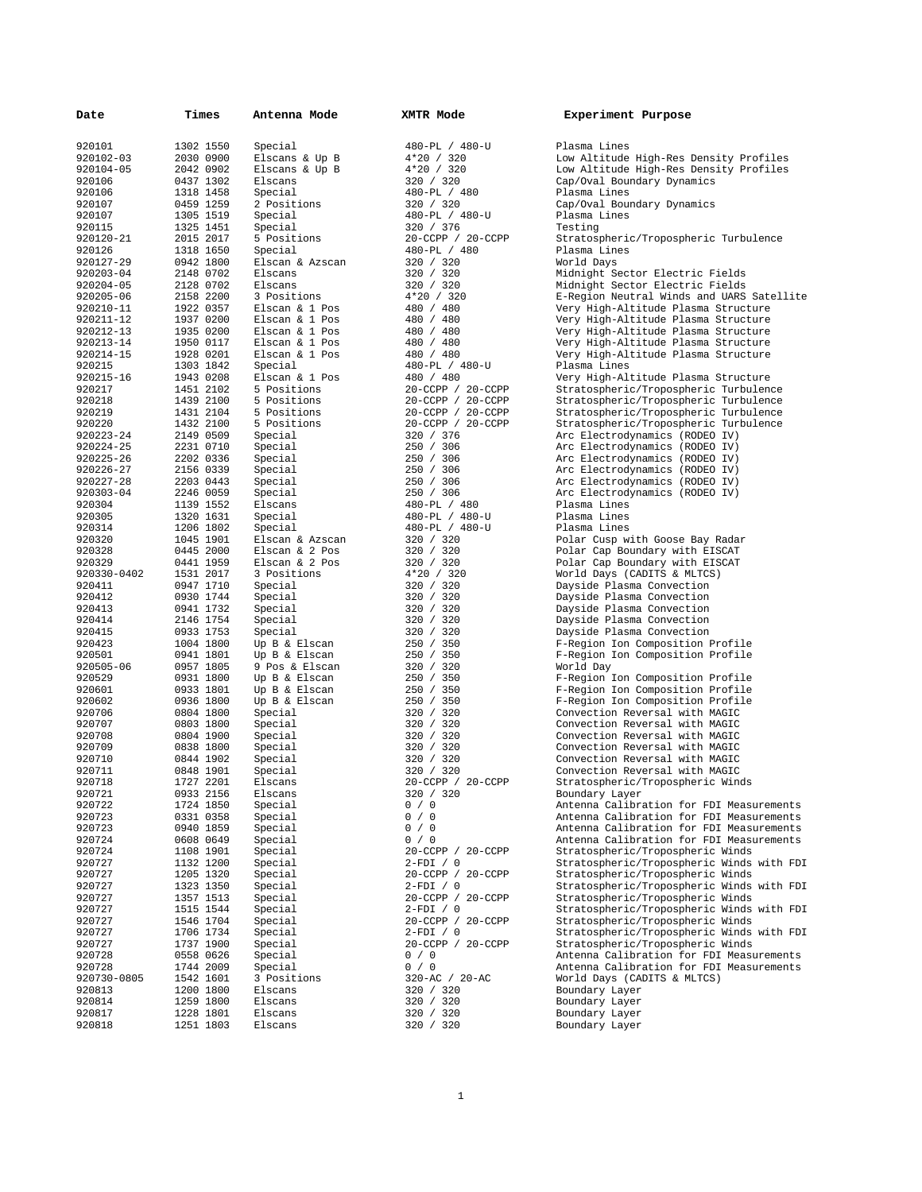| Date | Times | Antenna Mode | XMTR Mode | Experiment Purpose |
|---|---|---|---|---|
| 920101 | 1302 1550 | Special | 480-PL / 480-U | Plasma Lines |
| 920102-03 | 2030 0900 | Elscans & Up B | 4*20 / 320 | Low Altitude High-Res Density Profiles |
| 920104-05 | 2042 0902 | Elscans & Up B | 4*20 / 320 | Low Altitude High-Res Density Profiles |
| 920106 | 0437 1302 | Elscans | 320 / 320 | Cap/Oval Boundary Dynamics |
| 920106 | 1318 1458 | Special | 480-PL / 480 | Plasma Lines |
| 920107 | 0459 1259 | 2 Positions | 320 / 320 | Cap/Oval Boundary Dynamics |
| 920107 | 1305 1519 | Special | 480-PL / 480-U | Plasma Lines |
| 920115 | 1325 1451 | Special | 320 / 376 | Testing |
| 920120-21 | 2015 2017 | 5 Positions | 20-CCPP / 20-CCPP | Stratospheric/Tropospheric Turbulence |
| 920126 | 1318 1650 | Special | 480-PL / 480 | Plasma Lines |
| 920127-29 | 0942 1800 | Elscan & Azscan | 320 / 320 | World Days |
| 920203-04 | 2148 0702 | Elscans | 320 / 320 | Midnight Sector Electric Fields |
| 920204-05 | 2128 0702 | Elscans | 320 / 320 | Midnight Sector Electric Fields |
| 920205-06 | 2158 2200 | 3 Positions | 4*20 / 320 | E-Region Neutral Winds and UARS Satellite |
| 920210-11 | 1922 0357 | Elscan & 1 Pos | 480 / 480 | Very High-Altitude Plasma Structure |
| 920211-12 | 1937 0200 | Elscan & 1 Pos | 480 / 480 | Very High-Altitude Plasma Structure |
| 920212-13 | 1935 0200 | Elscan & 1 Pos | 480 / 480 | Very High-Altitude Plasma Structure |
| 920213-14 | 1950 0117 | Elscan & 1 Pos | 480 / 480 | Very High-Altitude Plasma Structure |
| 920214-15 | 1928 0201 | Elscan & 1 Pos | 480 / 480 | Very High-Altitude Plasma Structure |
| 920215 | 1303 1842 | Special | 480-PL / 480-U | Plasma Lines |
| 920215-16 | 1943 0208 | Elscan & 1 Pos | 480 / 480 | Very High-Altitude Plasma Structure |
| 920217 | 1451 2102 | 5 Positions | 20-CCPP / 20-CCPP | Stratospheric/Tropospheric Turbulence |
| 920218 | 1439 2100 | 5 Positions | 20-CCPP / 20-CCPP | Stratospheric/Tropospheric Turbulence |
| 920219 | 1431 2104 | 5 Positions | 20-CCPP / 20-CCPP | Stratospheric/Tropospheric Turbulence |
| 920220 | 1432 2100 | 5 Positions | 20-CCPP / 20-CCPP | Stratospheric/Tropospheric Turbulence |
| 920223-24 | 2149 0509 | Special | 320 / 376 | Arc Electrodynamics (RODEO IV) |
| 920224-25 | 2231 0710 | Special | 250 / 306 | Arc Electrodynamics (RODEO IV) |
| 920225-26 | 2202 0336 | Special | 250 / 306 | Arc Electrodynamics (RODEO IV) |
| 920226-27 | 2156 0339 | Special | 250 / 306 | Arc Electrodynamics (RODEO IV) |
| 920227-28 | 2203 0443 | Special | 250 / 306 | Arc Electrodynamics (RODEO IV) |
| 920303-04 | 2246 0059 | Special | 250 / 306 | Arc Electrodynamics (RODEO IV) |
| 920304 | 1139 1552 | Elscans | 480-PL / 480 | Plasma Lines |
| 920305 | 1320 1631 | Special | 480-PL / 480-U | Plasma Lines |
| 920314 | 1206 1802 | Special | 480-PL / 480-U | Plasma Lines |
| 920320 | 1045 1901 | Elscan & Azscan | 320 / 320 | Polar Cusp with Goose Bay Radar |
| 920328 | 0445 2000 | Elscan & 2 Pos | 320 / 320 | Polar Cap Boundary with EISCAT |
| 920329 | 0441 1959 | Elscan & 2 Pos | 320 / 320 | Polar Cap Boundary with EISCAT |
| 920330-0402 | 1531 2017 | 3 Positions | 4*20 / 320 | World Days (CADITS & MLTCS) |
| 920411 | 0947 1710 | Special | 320 / 320 | Dayside Plasma Convection |
| 920412 | 0930 1744 | Special | 320 / 320 | Dayside Plasma Convection |
| 920413 | 0941 1732 | Special | 320 / 320 | Dayside Plasma Convection |
| 920414 | 2146 1754 | Special | 320 / 320 | Dayside Plasma Convection |
| 920415 | 0933 1753 | Special | 320 / 320 | Dayside Plasma Convection |
| 920423 | 1004 1800 | Up B & Elscan | 250 / 350 | F-Region Ion Composition Profile |
| 920501 | 0941 1801 | Up B & Elscan | 250 / 350 | F-Region Ion Composition Profile |
| 920505-06 | 0957 1805 | 9 Pos & Elscan | 320 / 320 | World Day |
| 920529 | 0931 1800 | Up B & Elscan | 250 / 350 | F-Region Ion Composition Profile |
| 920601 | 0933 1801 | Up B & Elscan | 250 / 350 | F-Region Ion Composition Profile |
| 920602 | 0936 1800 | Up B & Elscan | 250 / 350 | F-Region Ion Composition Profile |
| 920706 | 0804 1800 | Special | 320 / 320 | Convection Reversal with MAGIC |
| 920707 | 0803 1800 | Special | 320 / 320 | Convection Reversal with MAGIC |
| 920708 | 0804 1900 | Special | 320 / 320 | Convection Reversal with MAGIC |
| 920709 | 0838 1800 | Special | 320 / 320 | Convection Reversal with MAGIC |
| 920710 | 0844 1902 | Special | 320 / 320 | Convection Reversal with MAGIC |
| 920711 | 0848 1901 | Special | 320 / 320 | Convection Reversal with MAGIC |
| 920718 | 1727 2201 | Elscans | 20-CCPP / 20-CCPP | Stratospheric/Tropospheric Winds |
| 920721 | 0933 2156 | Elscans | 320 / 320 | Boundary Layer |
| 920722 | 1724 1850 | Special | 0 / 0 | Antenna Calibration for FDI Measurements |
| 920723 | 0331 0358 | Special | 0 / 0 | Antenna Calibration for FDI Measurements |
| 920723 | 0940 1859 | Special | 0 / 0 | Antenna Calibration for FDI Measurements |
| 920724 | 0608 0649 | Special | 0 / 0 | Antenna Calibration for FDI Measurements |
| 920724 | 1108 1901 | Special | 20-CCPP / 20-CCPP | Stratospheric/Tropospheric Winds |
| 920727 | 1132 1200 | Special | 2-FDI / 0 | Stratospheric/Tropospheric Winds with FDI |
| 920727 | 1205 1320 | Special | 20-CCPP / 20-CCPP | Stratospheric/Tropospheric Winds |
| 920727 | 1323 1350 | Special | 2-FDI / 0 | Stratospheric/Tropospheric Winds with FDI |
| 920727 | 1357 1513 | Special | 20-CCPP / 20-CCPP | Stratospheric/Tropospheric Winds |
| 920727 | 1515 1544 | Special | 2-FDI / 0 | Stratospheric/Tropospheric Winds with FDI |
| 920727 | 1546 1704 | Special | 20-CCPP / 20-CCPP | Stratospheric/Tropospheric Winds |
| 920727 | 1706 1734 | Special | 2-FDI / 0 | Stratospheric/Tropospheric Winds with FDI |
| 920727 | 1737 1900 | Special | 20-CCPP / 20-CCPP | Stratospheric/Tropospheric Winds |
| 920728 | 0558 0626 | Special | 0 / 0 | Antenna Calibration for FDI Measurements |
| 920728 | 1744 2009 | Special | 0 / 0 | Antenna Calibration for FDI Measurements |
| 920730-0805 | 1542 1601 | 3 Positions | 320-AC / 20-AC | World Days (CADITS & MLTCS) |
| 920813 | 1200 1800 | Elscans | 320 / 320 | Boundary Layer |
| 920814 | 1259 1800 | Elscans | 320 / 320 | Boundary Layer |
| 920817 | 1228 1801 | Elscans | 320 / 320 | Boundary Layer |
| 920818 | 1251 1803 | Elscans | 320 / 320 | Boundary Layer |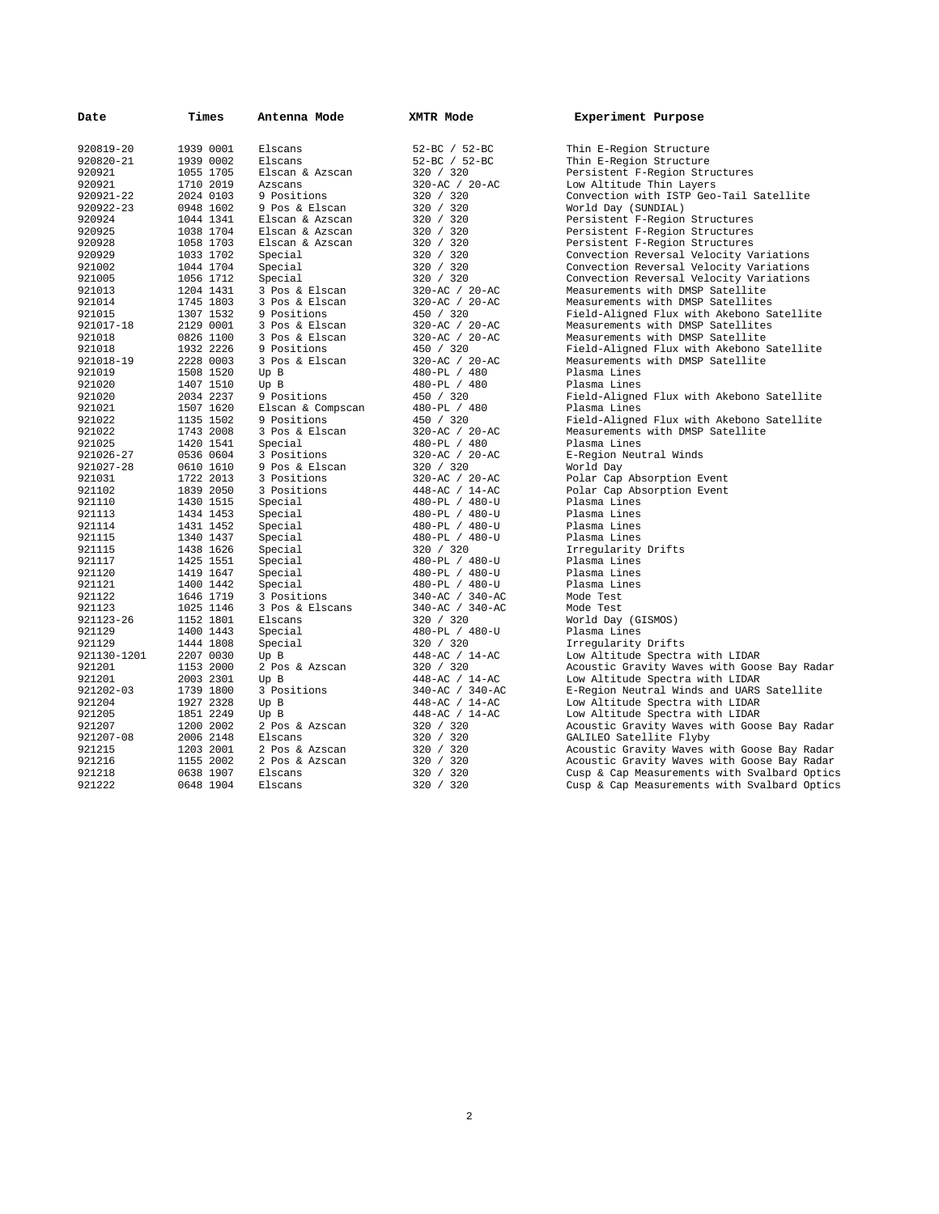| Date | Times | Antenna Mode | XMTR Mode | Experiment Purpose |
|---|---|---|---|---|
| 920819-20 | 1939 0001 | Elscans | 52-BC / 52-BC | Thin E-Region Structure |
| 920820-21 | 1939 0002 | Elscans | 52-BC / 52-BC | Thin E-Region Structure |
| 920921 | 1055 1705 | Elscan & Azscan | 320 / 320 | Persistent F-Region Structures |
| 920921 | 1710 2019 | Azscans | 320-AC / 20-AC | Low Altitude Thin Layers |
| 920921-22 | 2024 0103 | 9 Positions | 320 / 320 | Convection with ISTP Geo-Tail Satellite |
| 920922-23 | 0948 1602 | 9 Pos & Elscan | 320 / 320 | World Day (SUNDIAL) |
| 920924 | 1044 1341 | Elscan & Azscan | 320 / 320 | Persistent F-Region Structures |
| 920925 | 1038 1704 | Elscan & Azscan | 320 / 320 | Persistent F-Region Structures |
| 920928 | 1058 1703 | Elscan & Azscan | 320 / 320 | Persistent F-Region Structures |
| 920929 | 1033 1702 | Special | 320 / 320 | Convection Reversal Velocity Variations |
| 921002 | 1044 1704 | Special | 320 / 320 | Convection Reversal Velocity Variations |
| 921005 | 1056 1712 | Special | 320 / 320 | Convection Reversal Velocity Variations |
| 921013 | 1204 1431 | 3 Pos & Elscan | 320-AC / 20-AC | Measurements with DMSP Satellite |
| 921014 | 1745 1803 | 3 Pos & Elscan | 320-AC / 20-AC | Measurements with DMSP Satellites |
| 921015 | 1307 1532 | 9 Positions | 450 / 320 | Field-Aligned Flux with Akebono Satellite |
| 921017-18 | 2129 0001 | 3 Pos & Elscan | 320-AC / 20-AC | Measurements with DMSP Satellites |
| 921018 | 0826 1100 | 3 Pos & Elscan | 320-AC / 20-AC | Measurements with DMSP Satellite |
| 921018 | 1932 2226 | 9 Positions | 450 / 320 | Field-Aligned Flux with Akebono Satellite |
| 921018-19 | 2228 0003 | 3 Pos & Elscan | 320-AC / 20-AC | Measurements with DMSP Satellite |
| 921019 | 1508 1520 | Up B | 480-PL / 480 | Plasma Lines |
| 921020 | 1407 1510 | Up B | 480-PL / 480 | Plasma Lines |
| 921020 | 2034 2237 | 9 Positions | 450 / 320 | Field-Aligned Flux with Akebono Satellite |
| 921021 | 1507 1620 | Elscan & Compscan | 480-PL / 480 | Plasma Lines |
| 921022 | 1135 1502 | 9 Positions | 450 / 320 | Field-Aligned Flux with Akebono Satellite |
| 921022 | 1743 2008 | 3 Pos & Elscan | 320-AC / 20-AC | Measurements with DMSP Satellite |
| 921025 | 1420 1541 | Special | 480-PL / 480 | Plasma Lines |
| 921026-27 | 0536 0604 | 3 Positions | 320-AC / 20-AC | E-Region Neutral Winds |
| 921027-28 | 0610 1610 | 9 Pos & Elscan | 320 / 320 | World Day |
| 921031 | 1722 2013 | 3 Positions | 320-AC / 20-AC | Polar Cap Absorption Event |
| 921102 | 1839 2050 | 3 Positions | 448-AC / 14-AC | Polar Cap Absorption Event |
| 921110 | 1430 1515 | Special | 480-PL / 480-U | Plasma Lines |
| 921113 | 1434 1453 | Special | 480-PL / 480-U | Plasma Lines |
| 921114 | 1431 1452 | Special | 480-PL / 480-U | Plasma Lines |
| 921115 | 1340 1437 | Special | 480-PL / 480-U | Plasma Lines |
| 921115 | 1438 1626 | Special | 320 / 320 | Irregularity Drifts |
| 921117 | 1425 1551 | Special | 480-PL / 480-U | Plasma Lines |
| 921120 | 1419 1647 | Special | 480-PL / 480-U | Plasma Lines |
| 921121 | 1400 1442 | Special | 480-PL / 480-U | Plasma Lines |
| 921122 | 1646 1719 | 3 Positions | 340-AC / 340-AC | Mode Test |
| 921123 | 1025 1146 | 3 Pos & Elscans | 340-AC / 340-AC | Mode Test |
| 921123-26 | 1152 1801 | Elscans | 320 / 320 | World Day (GISMOS) |
| 921129 | 1400 1443 | Special | 480-PL / 480-U | Plasma Lines |
| 921129 | 1444 1808 | Special | 320 / 320 | Irregularity Drifts |
| 921130-1201 | 2207 0030 | Up B | 448-AC / 14-AC | Low Altitude Spectra with LIDAR |
| 921201 | 1153 2000 | 2 Pos & Azscan | 320 / 320 | Acoustic Gravity Waves with Goose Bay Radar |
| 921201 | 2003 2301 | Up B | 448-AC / 14-AC | Low Altitude Spectra with LIDAR |
| 921202-03 | 1739 1800 | 3 Positions | 340-AC / 340-AC | E-Region Neutral Winds and UARS Satellite |
| 921204 | 1927 2328 | Up B | 448-AC / 14-AC | Low Altitude Spectra with LIDAR |
| 921205 | 1851 2249 | Up B | 448-AC / 14-AC | Low Altitude Spectra with LIDAR |
| 921207 | 1200 2002 | 2 Pos & Azscan | 320 / 320 | Acoustic Gravity Waves with Goose Bay Radar |
| 921207-08 | 2006 2148 | Elscans | 320 / 320 | GALILEO Satellite Flyby |
| 921215 | 1203 2001 | 2 Pos & Azscan | 320 / 320 | Acoustic Gravity Waves with Goose Bay Radar |
| 921216 | 1155 2002 | 2 Pos & Azscan | 320 / 320 | Acoustic Gravity Waves with Goose Bay Radar |
| 921218 | 0638 1907 | Elscans | 320 / 320 | Cusp & Cap Measurements with Svalbard Optics |
| 921222 | 0648 1904 | Elscans | 320 / 320 | Cusp & Cap Measurements with Svalbard Optics |